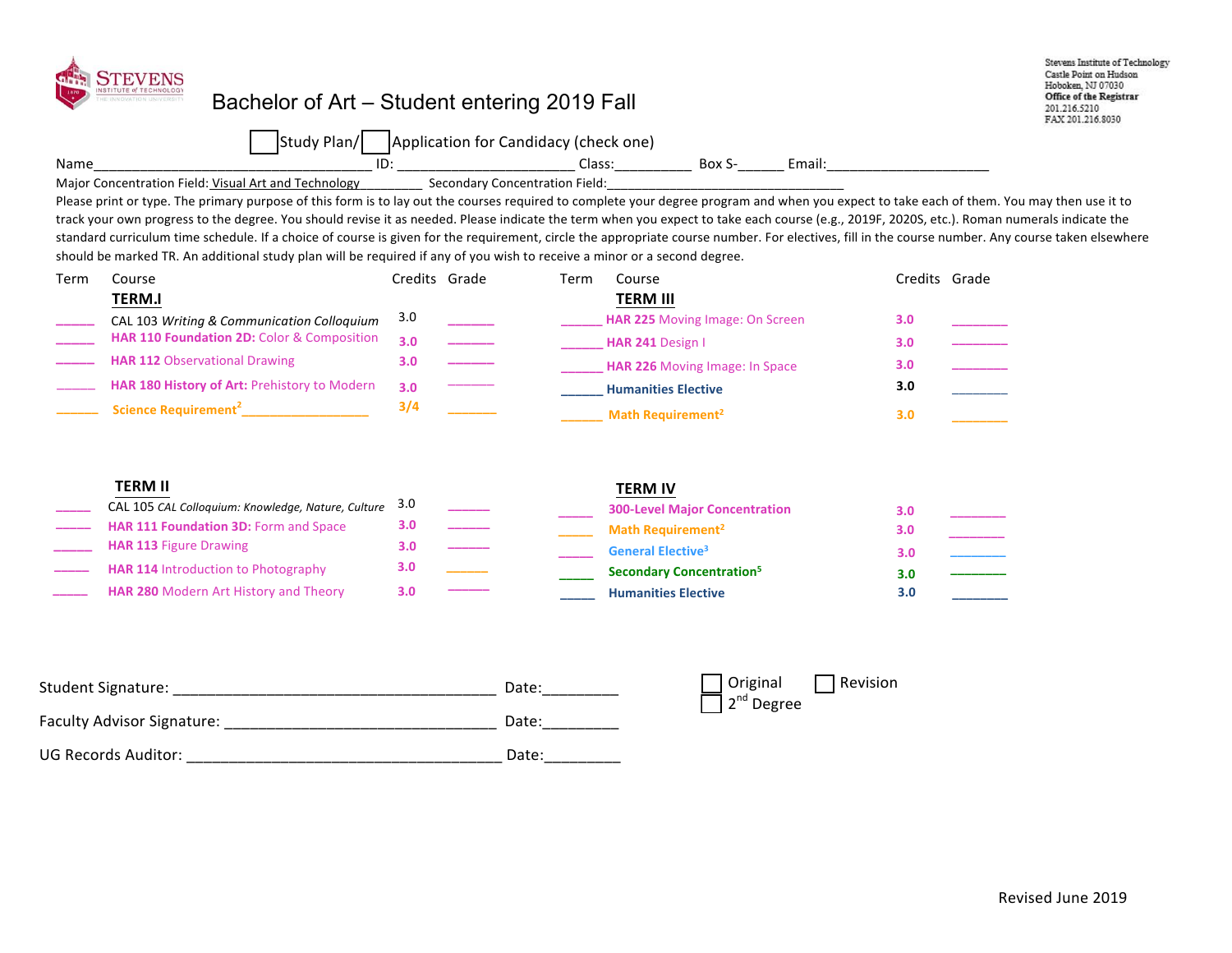# Bachelor of Art – Student entering 2019 Fall

Stevens Institute of Technology
Castle Point on Hudson
Hoboken, NJ 07030
Office of the Registrar
201.216.5210
FAX 201.216.8030

☐ Study Plan/ ☐ Application for Candidacy (check one)

Name_________________________________ ID: ______________________ Class:__________ Box S-______ Email:_____________________

Major Concentration Field: Visual Art and Technology Secondary Concentration Field:________________________________

Please print or type. The primary purpose of this form is to lay out the courses required to complete your degree program and when you expect to take each of them. You may then use it to track your own progress to the degree. You should revise it as needed. Please indicate the term when you expect to take each course (e.g., 2019F, 2020S, etc.). Roman numerals indicate the standard curriculum time schedule. If a choice of course is given for the requirement, circle the appropriate course number. For electives, fill in the course number. Any course taken elsewhere should be marked TR. An additional study plan will be required if any of you wish to receive a minor or a second degree.

| Term | Course | Credits | Grade |
|---|---|---|---|
| | **TERM I** | | |
| ______ | CAL 103 *Writing & Communication Colloquium* | 3.0 | ______ |
| ______ | **HAR 110 Foundation 2D:** Color & Composition | 3.0 | ______ |
| ______ | **HAR 112** Observational Drawing | 3.0 | ______ |
| ______ | **HAR 180 History of Art:** Prehistory to Modern | 3.0 | ______ |
| ______ | **Science Requirement[2]** ________________ | 3/4 | ______ |
| | **TERM II** | | |
| ______ | CAL 105 *CAL Colloquium: Knowledge, Nature, Culture* | 3.0 | ______ |
| ______ | **HAR 111 Foundation 3D:** Form and Space | 3.0 | ______ |
| ______ | **HAR 113** Figure Drawing | 3.0 | ______ |
| ______ | **HAR 114** Introduction to Photography | 3.0 | ______ |
| ______ | **HAR 280** Modern Art History and Theory | 3.0 | ______ |
| | **TERM III** | | |
| ______ | **HAR 225** Moving Image: On Screen | 3.0 | ______ |
| ______ | **HAR 241** Design I | 3.0 | ______ |
| ______ | **HAR 226** Moving Image: In Space | 3.0 | ______ |
| ______ | **Humanities Elective** | 3.0 | ______ |
| ______ | **Math Requirement[2]** | 3.0 | ______ |
| | **TERM IV** | | |
| ______ | **300-Level Major Concentration** | 3.0 | ______ |
| ______ | **Math Requirement[2]** | 3.0 | ______ |
| ______ | **General Elective[3]** | 3.0 | ______ |
| ______ | **Secondary Concentration[5]** | 3.0 | ______ |
| ______ | **Humanities Elective** | 3.0 | ______ |

Student Signature: ____________________________________ Date:_________

Faculty Advisor Signature: _______________________________ Date:_________

UG Records Auditor: ____________________________________ Date:_________

☐ Original ☐ Revision
☐ 2nd Degree

Revised June 2019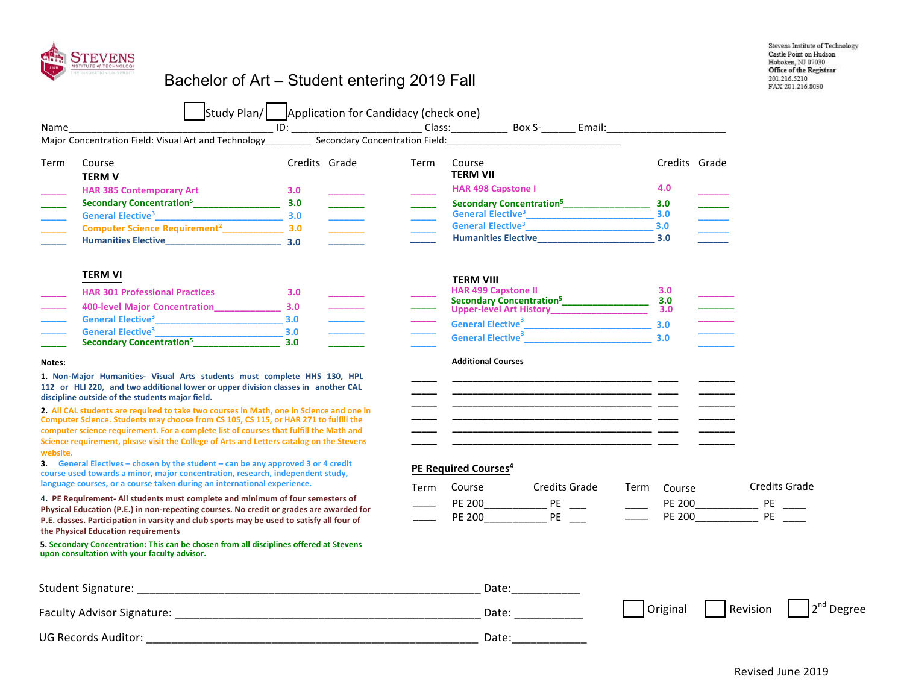# Bachelor of Art – Student entering 2019 Fall

Stevens Institute of Technology
Castle Point on Hudson
Hoboken, NJ 07030
**Office of the Registrar**
201.216.5210
FAX 201.216.8030

☐ Study Plan/ ☐ Application for Candidacy (check one)

Name_______________________________________ ID: ________________________ Class:__________ Box S-______ Email:______________________

Major Concentration Field: Visual Art and Technology_________ Secondary Concentration Field:__________________________________

| Term | Course | Credits | Grade |
|---|---|---|---|
| | **TERM V** | | |
| _____ | HAR 385 Contemporary Art | 3.0 | _______ |
| _____ | Secondary Concentration[5]_________________ | 3.0 | _______ |
| _____ | General Elective[3]_________________________ | 3.0 | _______ |
| _____ | Computer Science Requirement[2]____________ | 3.0 | _______ |
| _____ | Humanities Elective_______________________ | 3.0 | _______ |
| | **TERM VI** | | |
| _____ | HAR 301 Professional Practices | 3.0 | _______ |
| _____ | 400-level Major Concentration______________ | 3.0 | _______ |
| _____ | General Elective[3]_________________________ | 3.0 | _______ |
| _____ | General Elective[3]_________________________ | 3.0 | _______ |
| _____ | Secondary Concentration[5]_________________ | 3.0 | _______ |

| Term | Course | Credits | Grade |
|---|---|---|---|
| | **TERM VII** | | |
| _____ | HAR 498 Capstone I | 4.0 | ______ |
| _____ | Secondary Concentration[5]_________________ | 3.0 | ______ |
| _____ | General Elective[3]_________________________ | 3.0 | ______ |
| _____ | General Elective[3]_________________________ | 3.0 | ______ |
| _____ | Humanities Elective_______________________ | 3.0 | ______ |
| | **TERM VIII** | | |
| _____ | HAR 499 Capstone II | 3.0 | _______ |
| _____ | Secondary Concentration[5]_________________ | 3.0 | _______ |
| _____ | Upper-level Art History___________________ | 3.0 | _______ |
| _____ | General Elective[3]_________________________ | 3.0 | _______ |
| _____ | General Elective[3]_________________________ | 3.0 | _______ |

**Additional Courses**

| | | | |
|---|---|---|---|
| _____ | ________________________________________ | ____ | _______ |
| _____ | ________________________________________ | ____ | _______ |
| _____ | ________________________________________ | ____ | _______ |
| _____ | ________________________________________ | ____ | _______ |
| _____ | ________________________________________ | ____ | _______ |
| _____ | ________________________________________ | ____ | _______ |

**PE Required Courses[4]**

| Term | Course | Credits | Grade | Term | Course | Credits | Grade |
|---|---|---|---|---|---|---|---|
| _____ | PE 200____________ | PE | ___ | _____ | PE 200____________ | PE | ____ |
| _____ | PE 200____________ | PE | ___ | _____ | PE 200____________ | PE | ____ |

**Notes:**

1. Non-Major Humanities- Visual Arts students must complete HHS 130, HPL 112 or HLI 220, and two additional lower or upper division classes in another CAL discipline outside of the students major field.
2. All CAL students are required to take two courses in Math, one in Science and one in Computer Science. Students may choose from CS 105, CS 115, or HAR 271 to fulfill the computer science requirement. For a complete list of courses that fulfill the Math and Science requirement, please visit the College of Arts and Letters catalog on the Stevens website.
3. General Electives – chosen by the student – can be any approved 3 or 4 credit course used towards a minor, major concentration, research, independent study, language courses, or a course taken during an international experience.
4. PE Requirement- All students must complete and minimum of four semesters of Physical Education (P.E.) in non-repeating courses. No credit or grades are awarded for P.E. classes. Participation in varsity and club sports may be used to satisfy all four of the Physical Education requirements
5. Secondary Concentration: This can be chosen from all disciplines offered at Stevens upon consultation with your faculty advisor.

Student Signature: ______________________________________________________ Date:___________

Faculty Advisor Signature: ________________________________________________ Date: ___________

UG Records Auditor: _____________________________________________________ Date:____________

☐ Original ☐ Revision ☐ 2nd Degree

Revised June 2019